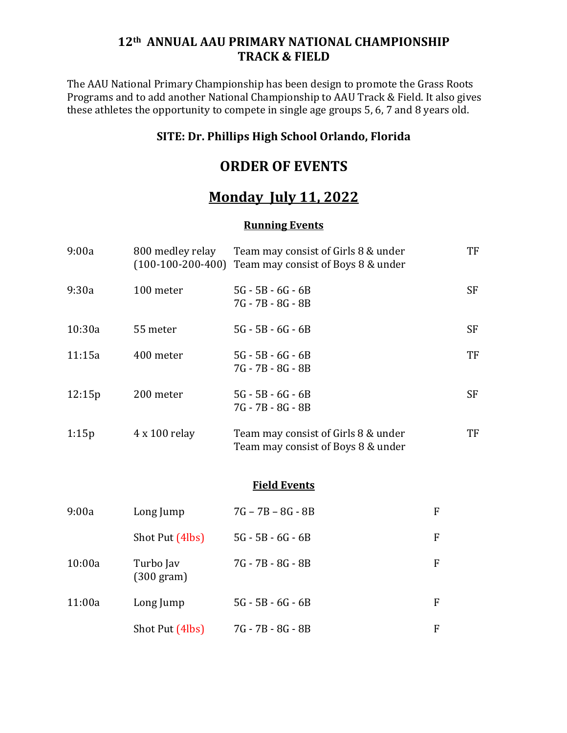# 12th ANNUAL AAU PRIMARY NATIONAL CHAMPIONSHIP TRACK & FIELD

The AAU National Primary Championship has been design to promote the Grass Roots Programs and to add another National Championship to AAU Track & Field. It also gives these athletes the opportunity to compete in single age groups 5, 6, 7 and 8 years old.

### SITE: Dr. Phillips High School Orlando, Florida

## ORDER OF EVENTS

## Monday July 11, 2022

### Running Events

| Time | Event | Groups | |
|---|---|---|---|
| 9:00a | 800 medley relay (100-100-200-400) | Team may consist of Girls 8 & under<br>Team may consist of Boys 8 & under | TF |
| 9:30a | 100 meter | 5G - 5B - 6G - 6B<br>7G - 7B - 8G - 8B | SF |
| 10:30a | 55 meter | 5G - 5B - 6G - 6B | SF |
| 11:15a | 400 meter | 5G - 5B - 6G - 6B<br>7G - 7B - 8G - 8B | TF |
| 12:15p | 200 meter | 5G - 5B - 6G - 6B<br>7G - 7B - 8G - 8B | SF |
| 1:15p | 4 x 100 relay | Team may consist of Girls 8 & under<br>Team may consist of Boys 8 & under | TF |

### Field Events

| Time | Event | Groups | |
|---|---|---|---|
| 9:00a | Long Jump | 7G – 7B – 8G - 8B | F |
| | Shot Put (4lbs) | 5G - 5B - 6G - 6B | F |
| 10:00a | Turbo Jav (300 gram) | 7G - 7B - 8G - 8B | F |
| 11:00a | Long Jump | 5G - 5B - 6G - 6B | F |
| | Shot Put (4lbs) | 7G - 7B - 8G - 8B | F |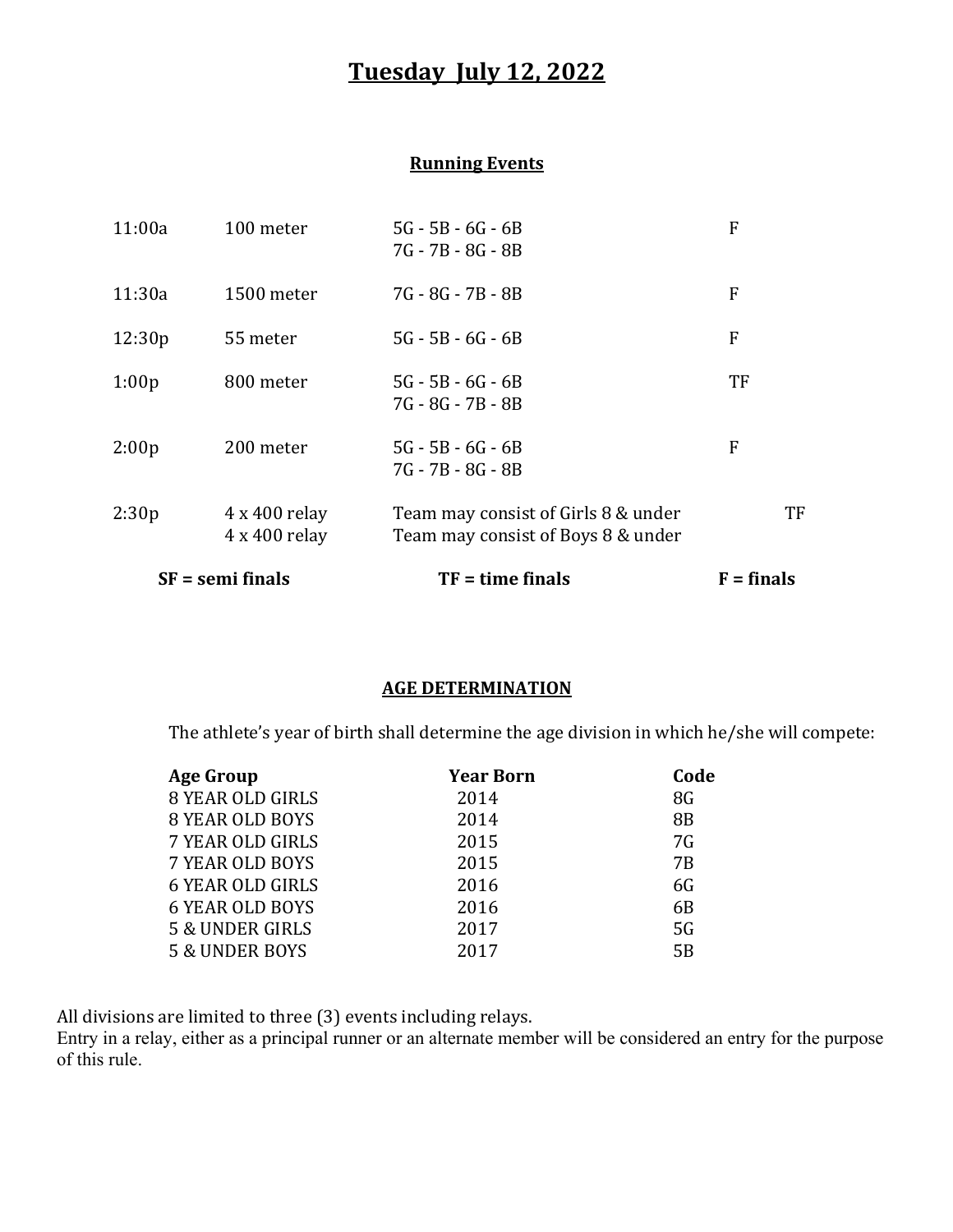# Tuesday July 12, 2022

## Running Events

| | | | |
|---|---|---|---|
| 11:00a | 100 meter | 5G - 5B - 6G - 6B<br>7G - 7B - 8G - 8B | F |
| 11:30a | 1500 meter | 7G - 8G - 7B - 8B | F |
| 12:30p | 55 meter | 5G - 5B - 6G - 6B | F |
| 1:00p | 800 meter | 5G - 5B - 6G - 6B<br>7G - 8G - 7B - 8B | TF |
| 2:00p | 200 meter | 5G - 5B - 6G - 6B<br>7G - 7B - 8G - 8B | F |
| 2:30p | 4 x 400 relay<br>4 x 400 relay | Team may consist of Girls 8 & under<br>Team may consist of Boys 8 & under | TF |

**SF = semi finals** **TF = time finals** **F = finals**

## AGE DETERMINATION

The athlete's year of birth shall determine the age division in which he/she will compete:

| Age Group | Year Born | Code |
|---|---|---|
| 8 YEAR OLD GIRLS | 2014 | 8G |
| 8 YEAR OLD BOYS | 2014 | 8B |
| 7 YEAR OLD GIRLS | 2015 | 7G |
| 7 YEAR OLD BOYS | 2015 | 7B |
| 6 YEAR OLD GIRLS | 2016 | 6G |
| 6 YEAR OLD BOYS | 2016 | 6B |
| 5 & UNDER GIRLS | 2017 | 5G |
| 5 & UNDER BOYS | 2017 | 5B |

All divisions are limited to three (3) events including relays.
Entry in a relay, either as a principal runner or an alternate member will be considered an entry for the purpose of this rule.